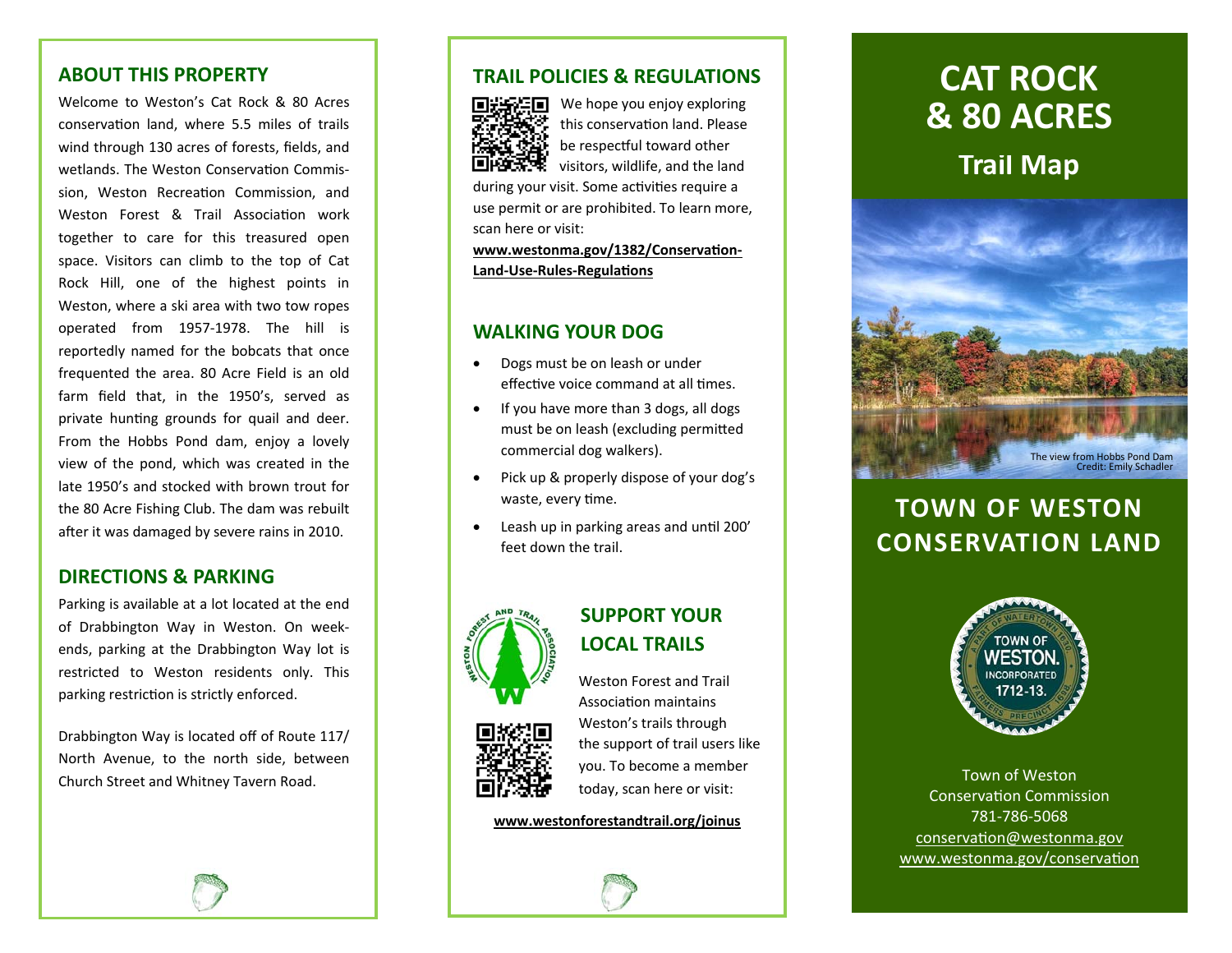## ABOUT THIS PROPERTY

Welcome to Weston's Cat Rock & 80 Acres conservation land, where 5.5 miles of trails wind through 130 acres of forests, fields, and wetlands. The Weston Conservation Commission, Weston Recreation Commission, and Weston Forest & Trail Association work together to care for this treasured open space. Visitors can climb to the top of Cat Rock Hill, one of the highest points in Weston, where a ski area with two tow ropes operated from 1957-1978. The hill is reportedly named for the bobcats that once frequented the area. 80 Acre Field is an old farm field that, in the 1950's, served as private hunting grounds for quail and deer. From the Hobbs Pond dam, enjoy a lovely view of the pond, which was created in the late 1950's and stocked with brown trout for the 80 Acre Fishing Club. The dam was rebuilt after it was damaged by severe rains in 2010.

## DIRECTIONS & PARKING

Parking is available at a lot located at the end of Drabbington Way in Weston. On week-ends, parking at the Drabbington Way lot is restricted to Weston residents only. This parking restriction is strictly enforced.

Drabbington Way is located off of Route 117/ North Avenue, to the north side, between Church Street and Whitney Tavern Road.

## TRAIL POLICIES & REGULATIONS

We hope you enjoy exploring this conservation land. Please be respectful toward other visitors, wildlife, and the land during your visit. Some activities require a use permit or are prohibited. To learn more, scan here or visit:

**www.westonma.gov/1382/Conservation-Land-Use-Rules-Regulations**

## WALKING YOUR DOG

- Dogs must be on leash or under effective voice command at all times.
- If you have more than 3 dogs, all dogs must be on leash (excluding permitted commercial dog walkers).
- Pick up & properly dispose of your dog's waste, every time.
- Leash up in parking areas and until 200' feet down the trail.

## SUPPORT YOUR LOCAL TRAILS

Weston Forest and Trail Association maintains Weston's trails through the support of trail users like you. To become a member today, scan here or visit:

**www.westonforestandtrail.org/joinus**

# CAT ROCK & 80 ACRES

## Trail Map

The view from Hobbs Pond Dam
Credit: Emily Schadler

## TOWN OF WESTON CONSERVATION LAND

Town of Weston
Conservation Commission
781-786-5068
conservation@westonma.gov
www.westonma.gov/conservation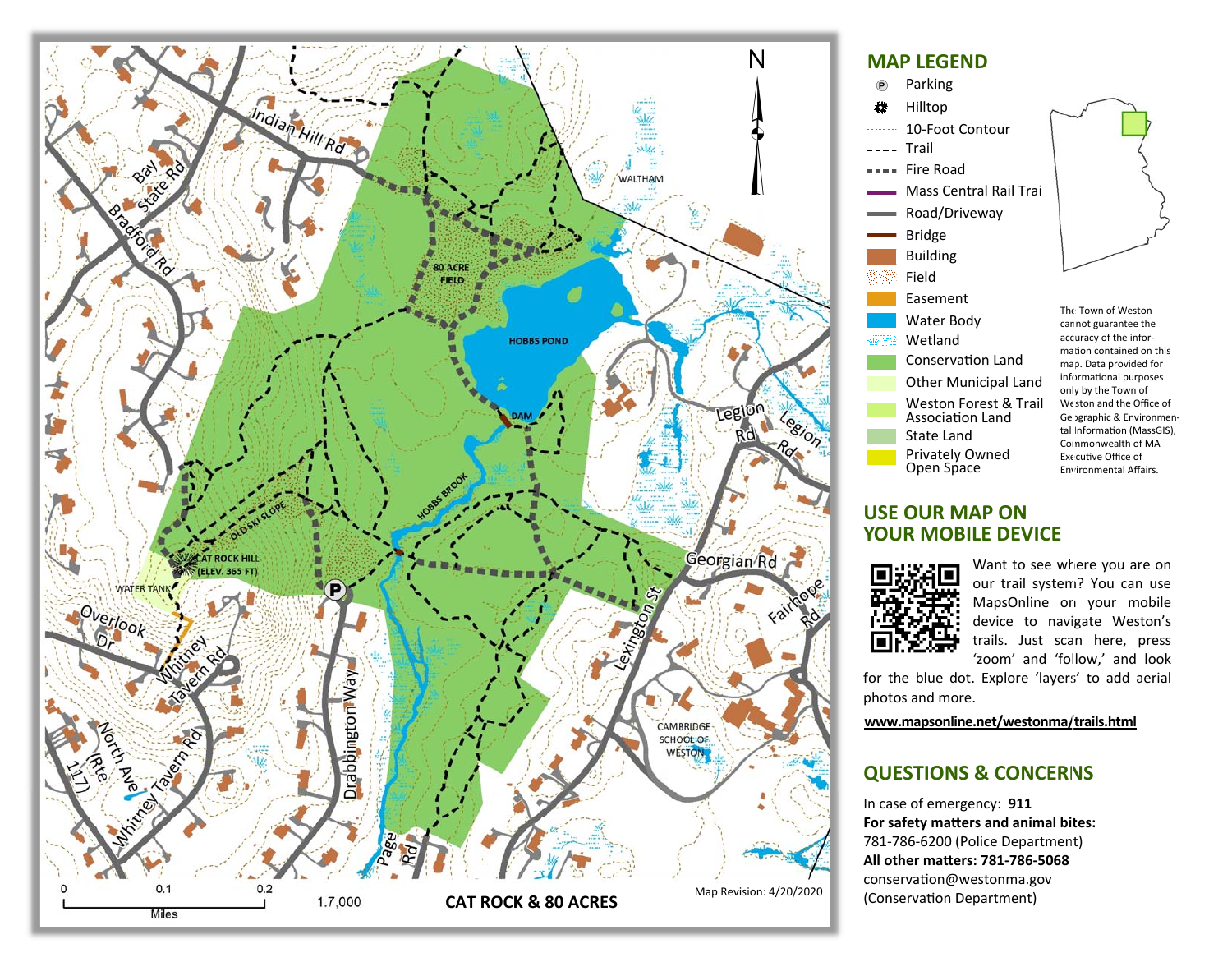## MAP LEGEND

- Parking
- Hilltop
- 10-Foot Contour
- Trail
- Fire Road
- Mass Central Rail Trai
- Road/Driveway
- Bridge
- Building
- Field
- Easement
- Water Body
- Wetland
- Conservation Land
- Other Municipal Land
- Weston Forest & Trail Association Land
- State Land
- Privately Owned Open Space

The Town of Weston cannot guarantee the accuracy of the information contained on this map. Data provided for informational purposes only by the Town of Weston and the Office of Geographic & Environmental Information (MassGIS), Commonwealth of MA Executive Office of Environmental Affairs.

## USE OUR MAP ON YOUR MOBILE DEVICE

Want to see where you are on our trail system? You can use MapsOnline on your mobile device to navigate Weston's trails. Just scan here, press 'zoom' and 'follow,' and look for the blue dot. Explore 'layers' to add aerial photos and more.

**www.mapsonline.net/westonma/trails.html**

## QUESTIONS & CONCERNS

In case of emergency: **911**

**For safety matters and animal bites:**
781-786-6200 (Police Department)

**All other matters: 781-786-5068**
conservation@westonma.gov
(Conservation Department)

**CAT ROCK & 80 ACRES**

1:7,000

0 0.1 0.2 Miles

Map Revision: 4/20/2020